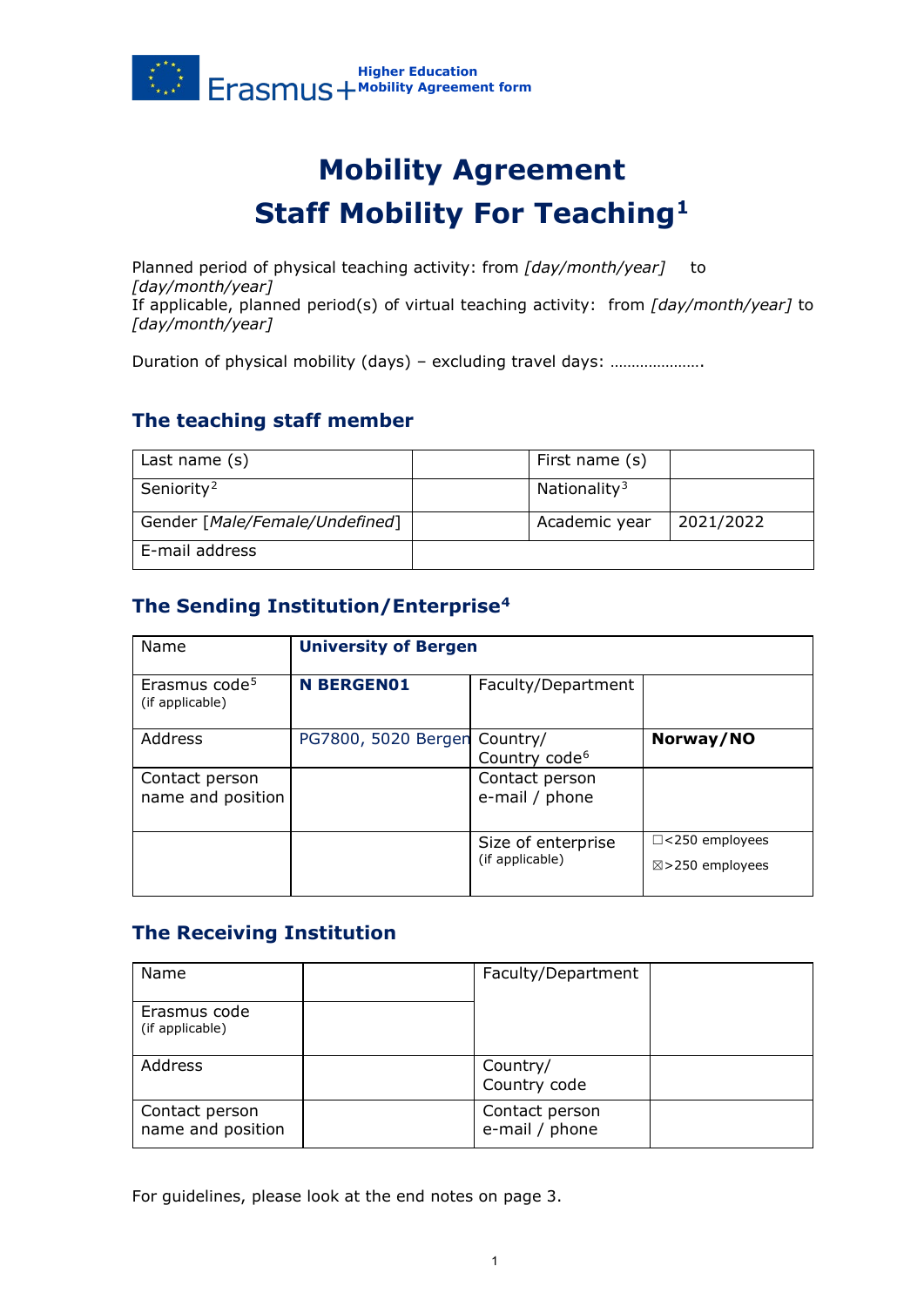# Mobility Agreement
# Staff Mobility For Teaching[1]

Planned period of physical teaching activity: from *[day/month/year]* to *[day/month/year]*
If applicable, planned period(s) of virtual teaching activity: from *[day/month/year]* to *[day/month/year]*

Duration of physical mobility (days) – excluding travel days: ………………….

## The teaching staff member

| Last name (s) | | First name (s) | |
|---|---|---|---|
| Seniority[2] | | Nationality[3] | |
| Gender [*Male/Female/Undefined*] | | Academic year | 2021/2022 |
| E-mail address | | | |

## The Sending Institution/Enterprise[4]

| Name | **University of Bergen** | | |
|---|---|---|---|
| Erasmus code[5] (if applicable) | **N BERGEN01** | Faculty/Department | |
| Address | PG7800, 5020 Bergen | Country/ Country code[6] | **Norway/NO** |
| Contact person name and position | | Contact person e-mail / phone | |
| | | Size of enterprise (if applicable) | ☐<250 employees ☒>250 employees |

## The Receiving Institution

| Name | | Faculty/Department | |
|---|---|---|---|
| Erasmus code (if applicable) | | | |
| Address | | Country/ Country code | |
| Contact person name and position | | Contact person e-mail / phone | |

For guidelines, please look at the end notes on page 3.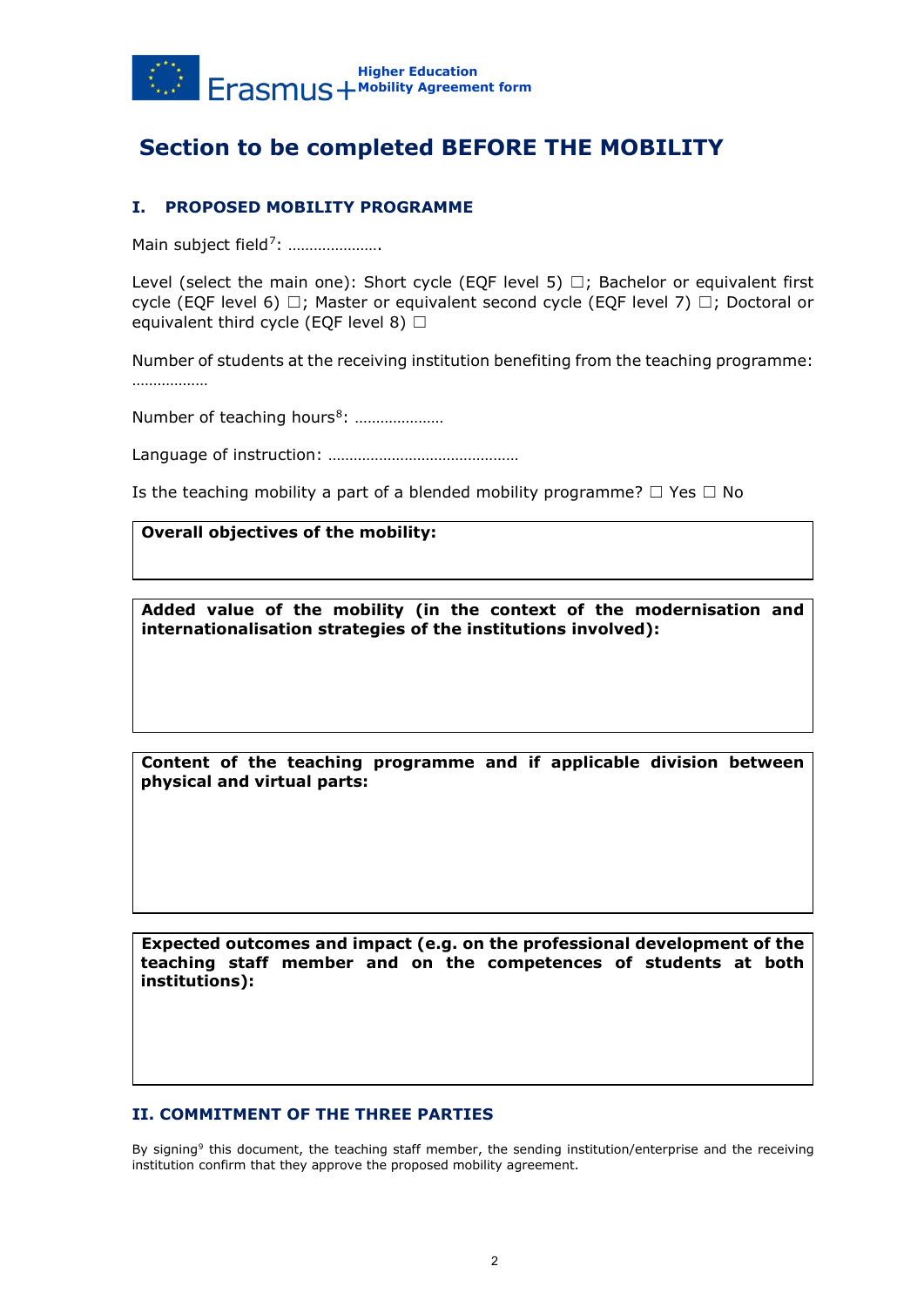## Section to be completed BEFORE THE MOBILITY

### I. PROPOSED MOBILITY PROGRAMME

Main subject field[7]: ………………….

Level (select the main one): Short cycle (EQF level 5) ☐; Bachelor or equivalent first cycle (EQF level 6) ☐; Master or equivalent second cycle (EQF level 7) ☐; Doctoral or equivalent third cycle (EQF level 8) ☐

Number of students at the receiving institution benefiting from the teaching programme: ………………

Number of teaching hours[8]: …………………

Language of instruction: ………………………………………

Is the teaching mobility a part of a blended mobility programme? ☐ Yes ☐ No

| **Overall objectives of the mobility:** |
|---|
| |

| **Added value of the mobility (in the context of the modernisation and internationalisation strategies of the institutions involved):** |
|---|
| |

| **Content of the teaching programme and if applicable division between physical and virtual parts:** |
|---|
| |

| **Expected outcomes and impact (e.g. on the professional development of the teaching staff member and on the competences of students at both institutions):** |
|---|
| |

### II. COMMITMENT OF THE THREE PARTIES

By signing[9] this document, the teaching staff member, the sending institution/enterprise and the receiving institution confirm that they approve the proposed mobility agreement.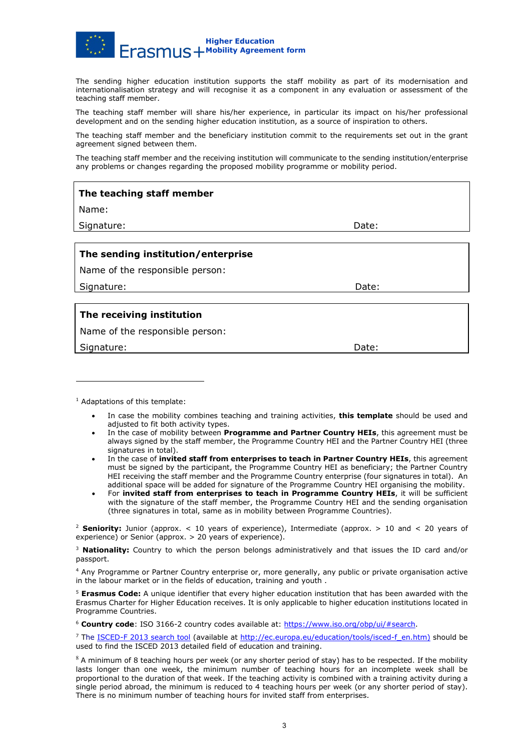The sending higher education institution supports the staff mobility as part of its modernisation and internationalisation strategy and will recognise it as a component in any evaluation or assessment of the teaching staff member.

The teaching staff member will share his/her experience, in particular its impact on his/her professional development and on the sending higher education institution, as a source of inspiration to others.

The teaching staff member and the beneficiary institution commit to the requirements set out in the grant agreement signed between them.

The teaching staff member and the receiving institution will communicate to the sending institution/enterprise any problems or changes regarding the proposed mobility programme or mobility period.

**The teaching staff member**

Name:

Signature: Date:

**The sending institution/enterprise**

Name of the responsible person:

Signature: Date:

**The receiving institution**

Name of the responsible person:

Signature: Date:

---

[1] Adaptations of this template:

- In case the mobility combines teaching and training activities, **this template** should be used and adjusted to fit both activity types.
- In the case of mobility between **Programme and Partner Country HEIs**, this agreement must be always signed by the staff member, the Programme Country HEI and the Partner Country HEI (three signatures in total).
- In the case of **invited staff from enterprises to teach in Partner Country HEIs**, this agreement must be signed by the participant, the Programme Country HEI as beneficiary; the Partner Country HEI receiving the staff member and the Programme Country enterprise (four signatures in total). An additional space will be added for signature of the Programme Country HEI organising the mobility.
- For **invited staff from enterprises to teach in Programme Country HEIs**, it will be sufficient with the signature of the staff member, the Programme Country HEI and the sending organisation (three signatures in total, same as in mobility between Programme Countries).

[2] **Seniority:** Junior (approx. < 10 years of experience), Intermediate (approx. > 10 and < 20 years of experience) or Senior (approx. > 20 years of experience).

[3] **Nationality:** Country to which the person belongs administratively and that issues the ID card and/or passport.

[4] Any Programme or Partner Country enterprise or, more generally, any public or private organisation active in the labour market or in the fields of education, training and youth .

[5] **Erasmus Code:** A unique identifier that every higher education institution that has been awarded with the Erasmus Charter for Higher Education receives. It is only applicable to higher education institutions located in Programme Countries.

[6] **Country code**: ISO 3166-2 country codes available at: https://www.iso.org/obp/ui/#search.

[7] The ISCED-F 2013 search tool (available at http://ec.europa.eu/education/tools/isced-f_en.htm) should be used to find the ISCED 2013 detailed field of education and training.

[8] A minimum of 8 teaching hours per week (or any shorter period of stay) has to be respected. If the mobility lasts longer than one week, the minimum number of teaching hours for an incomplete week shall be proportional to the duration of that week. If the teaching activity is combined with a training activity during a single period abroad, the minimum is reduced to 4 teaching hours per week (or any shorter period of stay). There is no minimum number of teaching hours for invited staff from enterprises.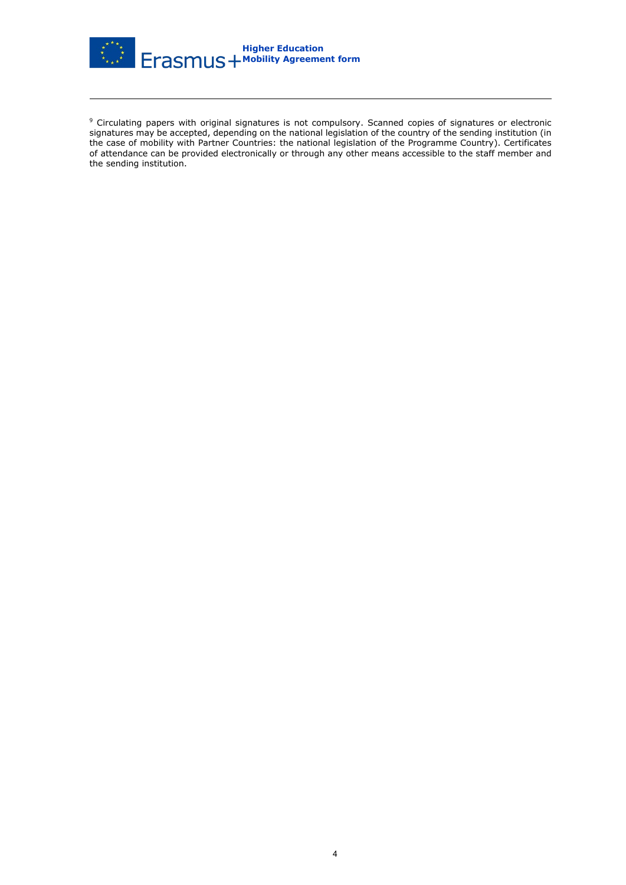[9] Circulating papers with original signatures is not compulsory. Scanned copies of signatures or electronic signatures may be accepted, depending on the national legislation of the country of the sending institution (in the case of mobility with Partner Countries: the national legislation of the Programme Country). Certificates of attendance can be provided electronically or through any other means accessible to the staff member and the sending institution.